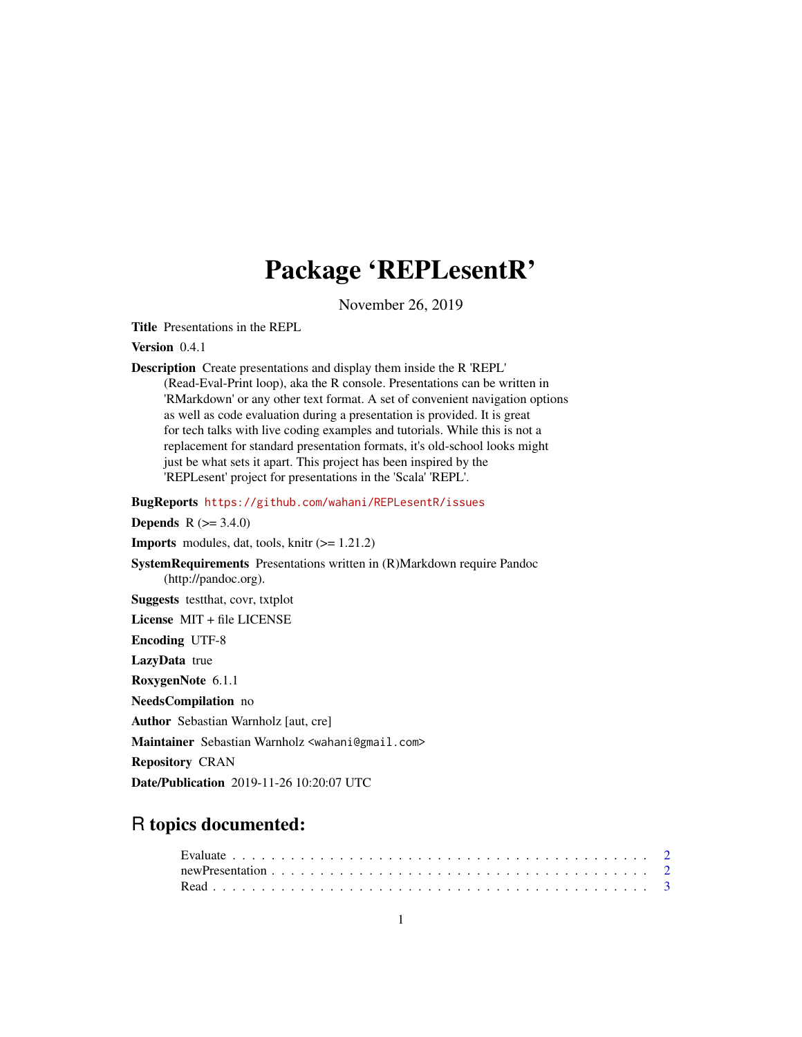# Package 'REPLesentR'

November 26, 2019

**Title** Presentations in the REPL

**Version** 0.4.1

**Description** Create presentations and display them inside the R 'REPL' (Read-Eval-Print loop), aka the R console. Presentations can be written in 'RMarkdown' or any other text format. A set of convenient navigation options as well as code evaluation during a presentation is provided. It is great for tech talks with live coding examples and tutorials. While this is not a replacement for standard presentation formats, it's old-school looks might just be what sets it apart. This project has been inspired by the 'REPLesent' project for presentations in the 'Scala' 'REPL'.

**BugReports** https://github.com/wahani/REPLesentR/issues

**Depends** R (>= 3.4.0)

**Imports** modules, dat, tools, knitr (>= 1.21.2)

**SystemRequirements** Presentations written in (R)Markdown require Pandoc (http://pandoc.org).

**Suggests** testthat, covr, txtplot

**License** MIT + file LICENSE

**Encoding** UTF-8

**LazyData** true

**RoxygenNote** 6.1.1

**NeedsCompilation** no

**Author** Sebastian Warnholz [aut, cre]

**Maintainer** Sebastian Warnholz <wahani@gmail.com>

**Repository** CRAN

**Date/Publication** 2019-11-26 10:20:07 UTC

## R topics documented:

Evaluate . . . . . . . . . . . . . . . . . . . . . . . . . . . . . . . . . . . . . . . . . . 2
newPresentation . . . . . . . . . . . . . . . . . . . . . . . . . . . . . . . . . . . . . . 2
Read . . . . . . . . . . . . . . . . . . . . . . . . . . . . . . . . . . . . . . . . . . . . 3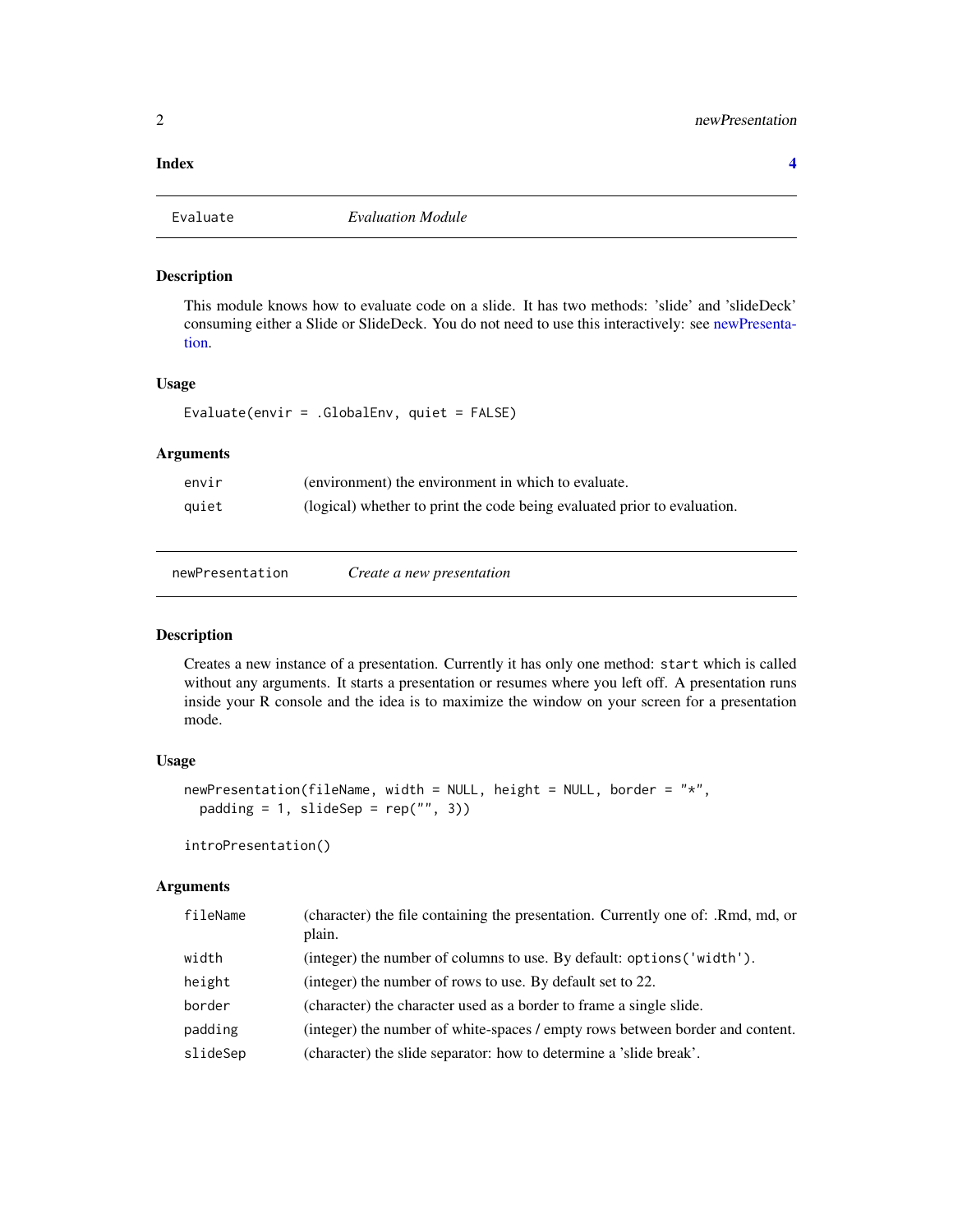**Index** **4**

## Evaluate — *Evaluation Module*

### Description

This module knows how to evaluate code on a slide. It has two methods: 'slide' and 'slideDeck' consuming either a Slide or SlideDeck. You do not need to use this interactively: see newPresentation.

### Usage

```
Evaluate(envir = .GlobalEnv, quiet = FALSE)
```

### Arguments

| | |
|---|---|
| envir | (environment) the environment in which to evaluate. |
| quiet | (logical) whether to print the code being evaluated prior to evaluation. |

## newPresentation — *Create a new presentation*

### Description

Creates a new instance of a presentation. Currently it has only one method: `start` which is called without any arguments. It starts a presentation or resumes where you left off. A presentation runs inside your R console and the idea is to maximize the window on your screen for a presentation mode.

### Usage

```
newPresentation(fileName, width = NULL, height = NULL, border = "*",
  padding = 1, slideSep = rep("", 3))

introPresentation()
```

### Arguments

| | |
|---|---|
| fileName | (character) the file containing the presentation. Currently one of: .Rmd, md, or plain. |
| width | (integer) the number of columns to use. By default: `options('width')`. |
| height | (integer) the number of rows to use. By default set to 22. |
| border | (character) the character used as a border to frame a single slide. |
| padding | (integer) the number of white-spaces / empty rows between border and content. |
| slideSep | (character) the slide separator: how to determine a 'slide break'. |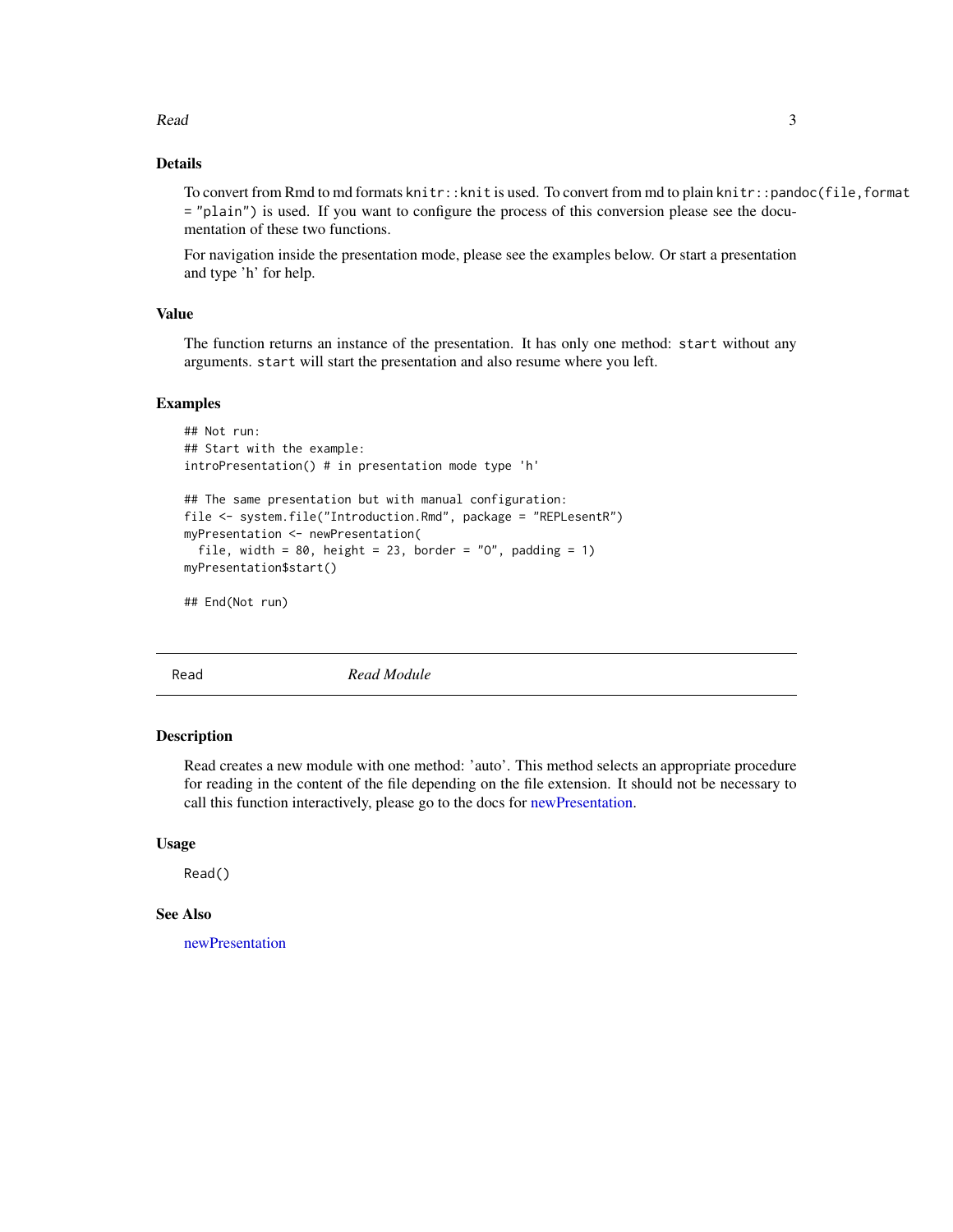## Details

To convert from Rmd to md formats `knitr::knit` is used. To convert from md to plain `knitr::pandoc(file,format = "plain")` is used. If you want to configure the process of this conversion please see the documentation of these two functions.

For navigation inside the presentation mode, please see the examples below. Or start a presentation and type 'h' for help.

## Value

The function returns an instance of the presentation. It has only one method: `start` without any arguments. `start` will start the presentation and also resume where you left.

## Examples

```
## Not run:
## Start with the example:
introPresentation() # in presentation mode type 'h'

## The same presentation but with manual configuration:
file <- system.file("Introduction.Rmd", package = "REPLesentR")
myPresentation <- newPresentation(
  file, width = 80, height = 23, border = "O", padding = 1)
myPresentation$start()

## End(Not run)
```

---

# Read — *Read Module*

## Description

Read creates a new module with one method: 'auto'. This method selects an appropriate procedure for reading in the content of the file depending on the file extension. It should not be necessary to call this function interactively, please go to the docs for newPresentation.

## Usage

```
Read()
```

## See Also

newPresentation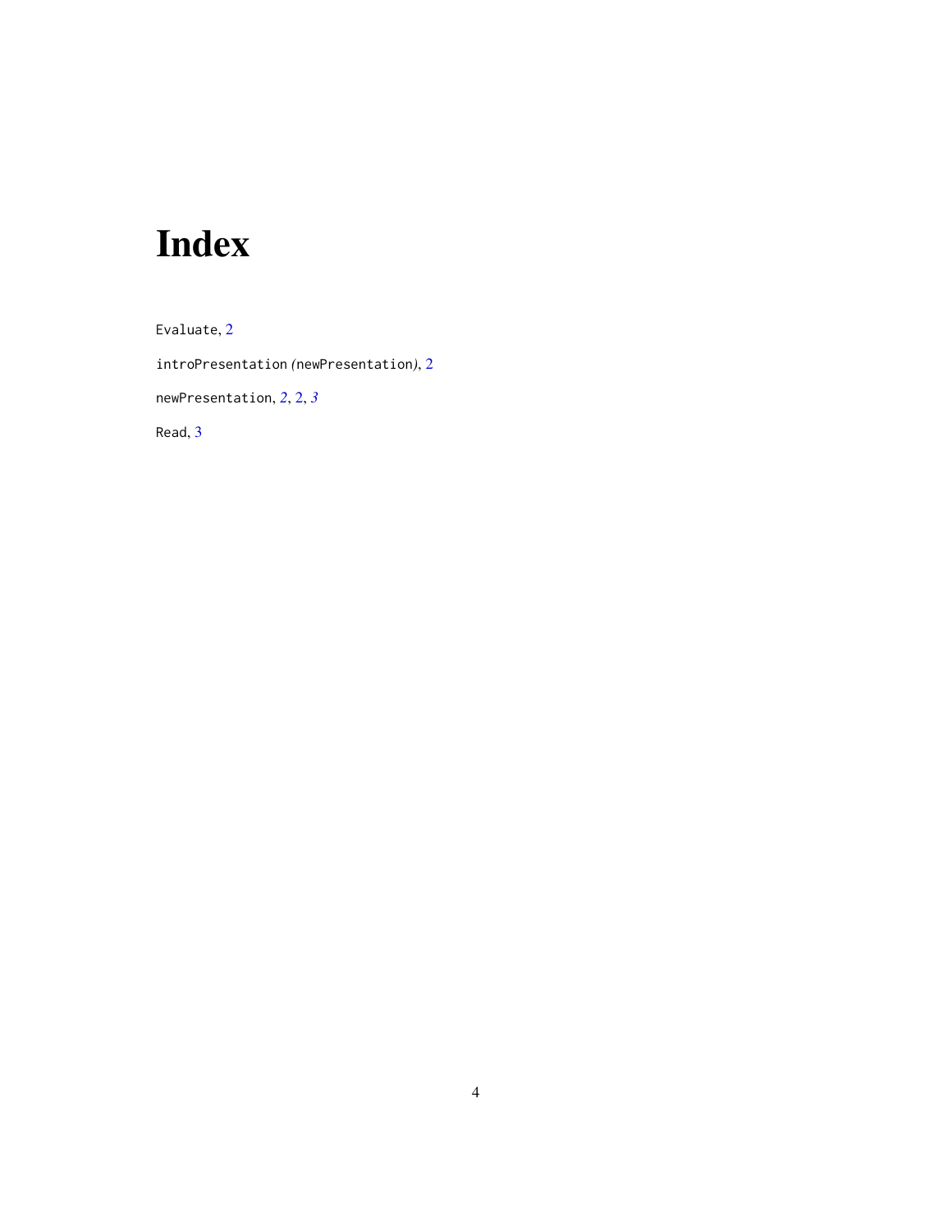# Index

Evaluate, 2

introPresentation *(*newPresentation*)*, 2

newPresentation, *2*, 2, *3*

Read, 3